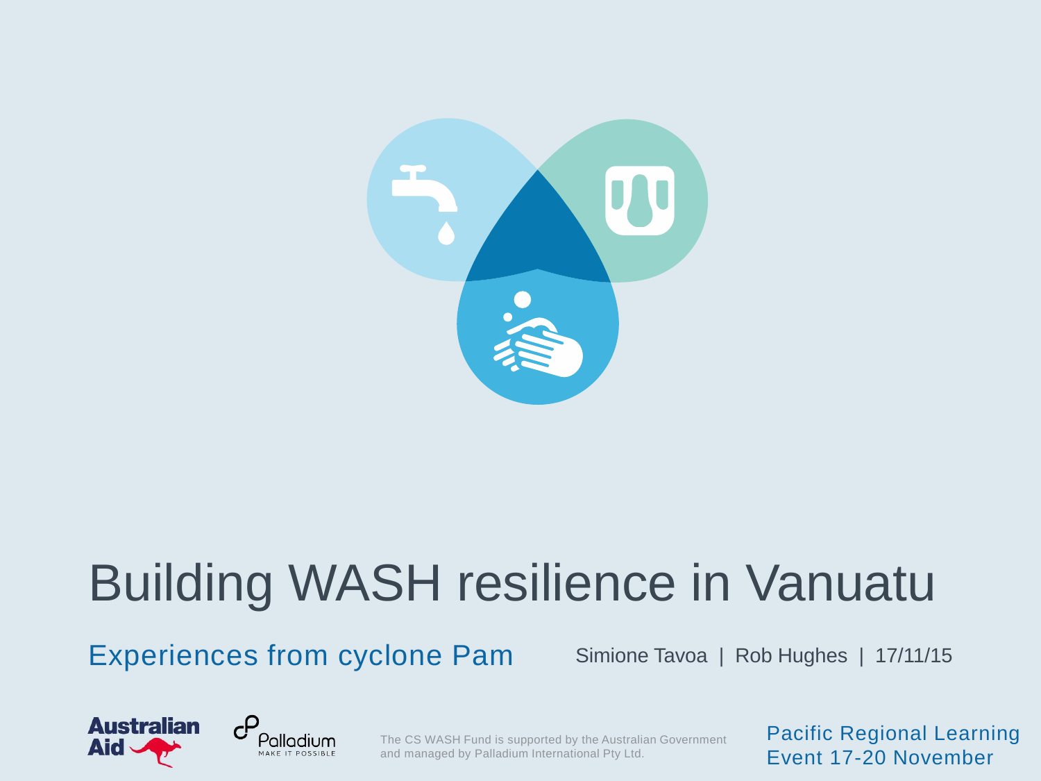# Building WASH resilience in Vanuatu

## Experiences from cyclone Pam

Simione Tavoa | Rob Hughes | 17/11/15

Australian Aid

Palladium
MAKE IT POSSIBLE

The CS WASH Fund is supported by the Australian Government and managed by Palladium International Pty Ltd.

Pacific Regional Learning Event 17-20 November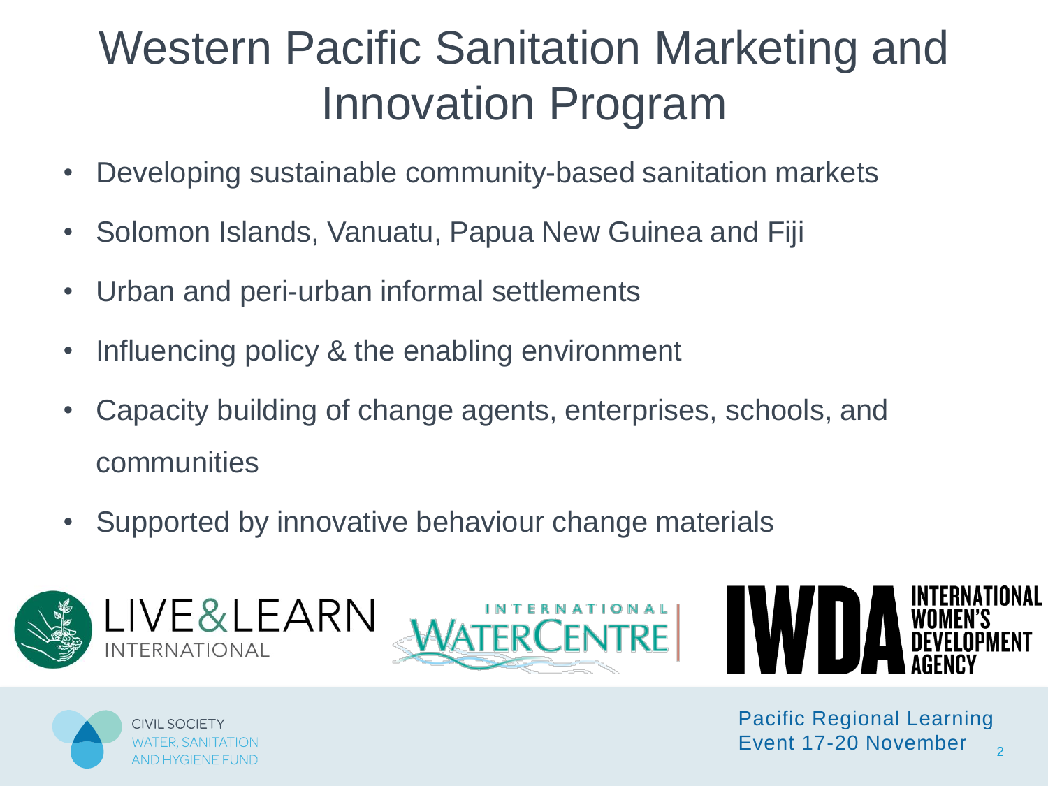# Western Pacific Sanitation Marketing and Innovation Program

- Developing sustainable community-based sanitation markets
- Solomon Islands, Vanuatu, Papua New Guinea and Fiji
- Urban and peri-urban informal settlements
- Influencing policy & the enabling environment
- Capacity building of change agents, enterprises, schools, and communities
- Supported by innovative behaviour change materials

LIVE&LEARN INTERNATIONAL

INTERNATIONAL WATERCENTRE

IWDA INTERNATIONAL WOMEN'S DEVELOPMENT AGENCY

CIVIL SOCIETY WATER, SANITATION AND HYGIENE FUND

Pacific Regional Learning Event 17-20 November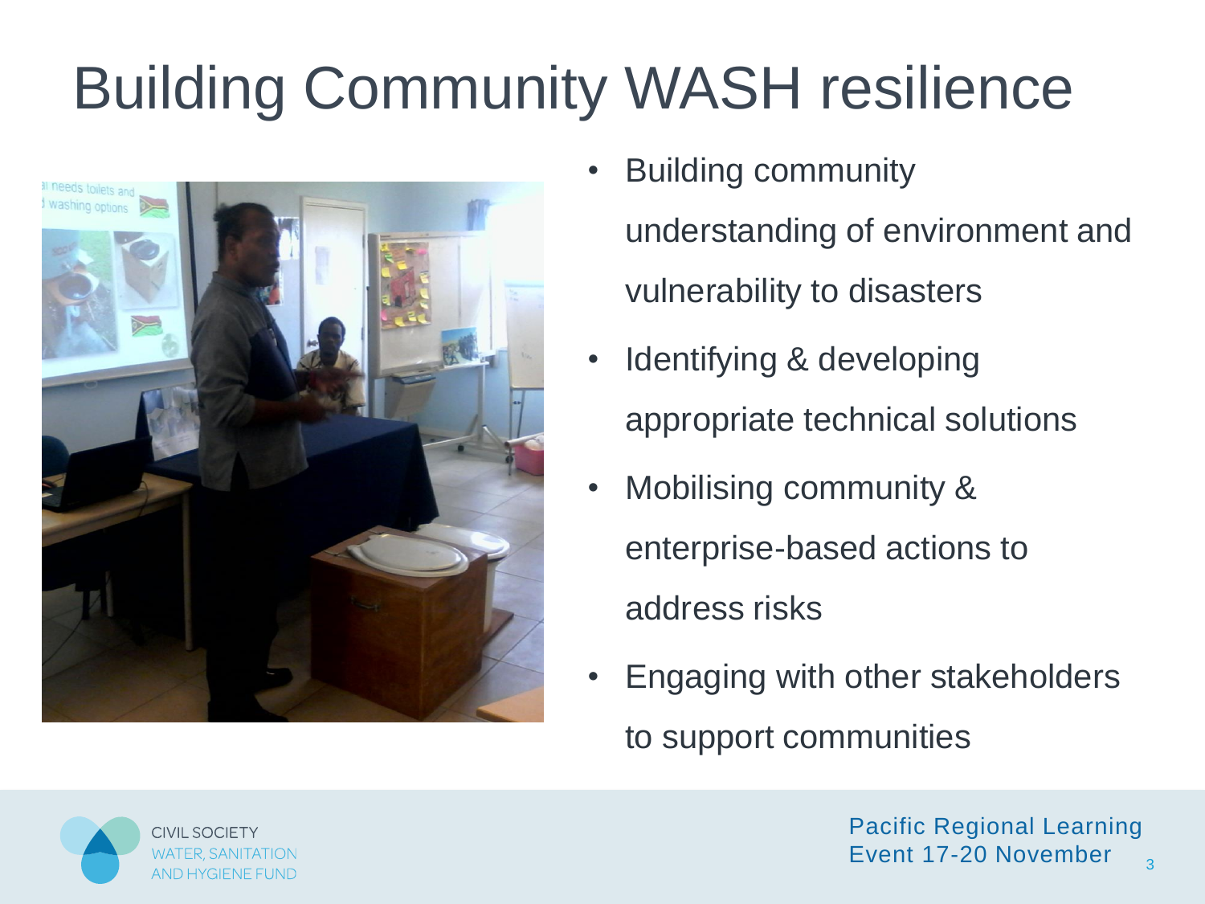# Building Community WASH resilience

- Building community understanding of environment and vulnerability to disasters
- Identifying & developing appropriate technical solutions
- Mobilising community & enterprise-based actions to address risks
- Engaging with other stakeholders to support communities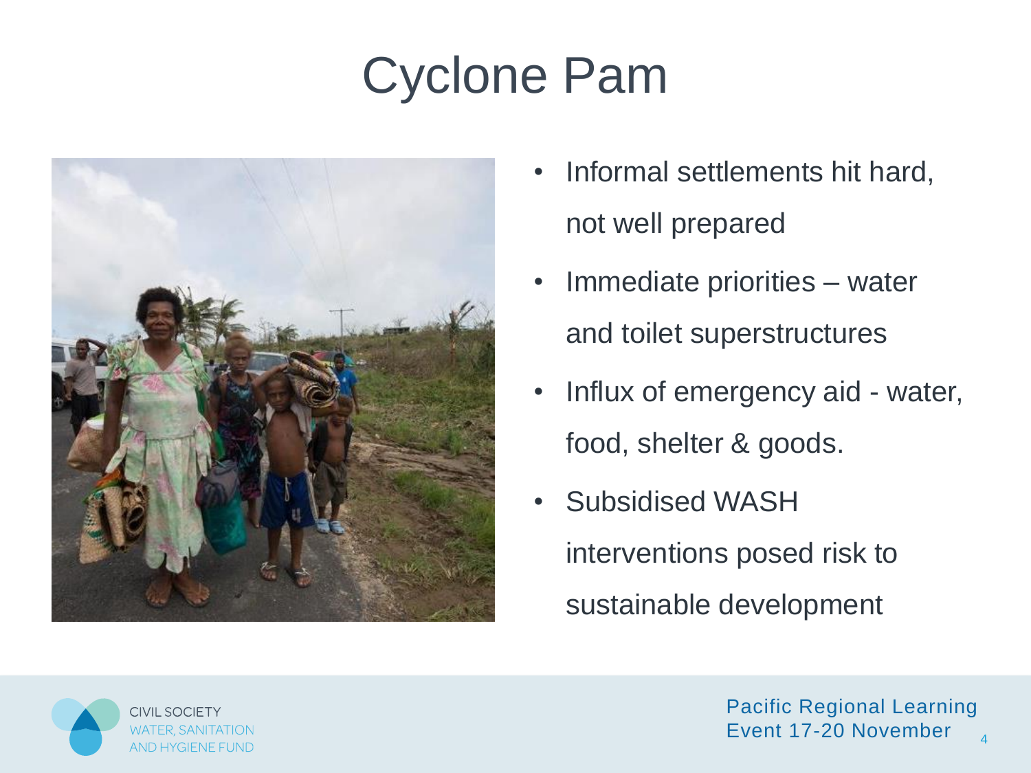# Cyclone Pam

- Informal settlements hit hard, not well prepared
- Immediate priorities – water and toilet superstructures
- Influx of emergency aid - water, food, shelter & goods.
- Subsidised WASH interventions posed risk to sustainable development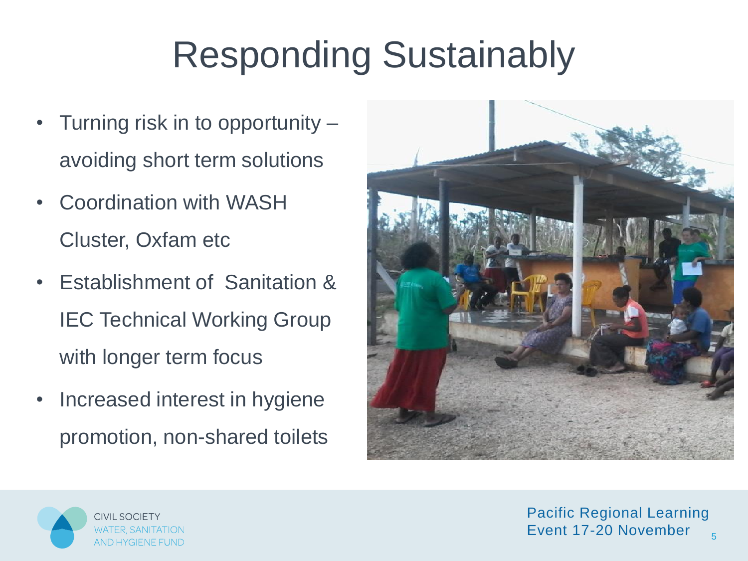# Responding Sustainably

- Turning risk in to opportunity – avoiding short term solutions
- Coordination with WASH Cluster, Oxfam etc
- Establishment of Sanitation & IEC Technical Working Group with longer term focus
- Increased interest in hygiene promotion, non-shared toilets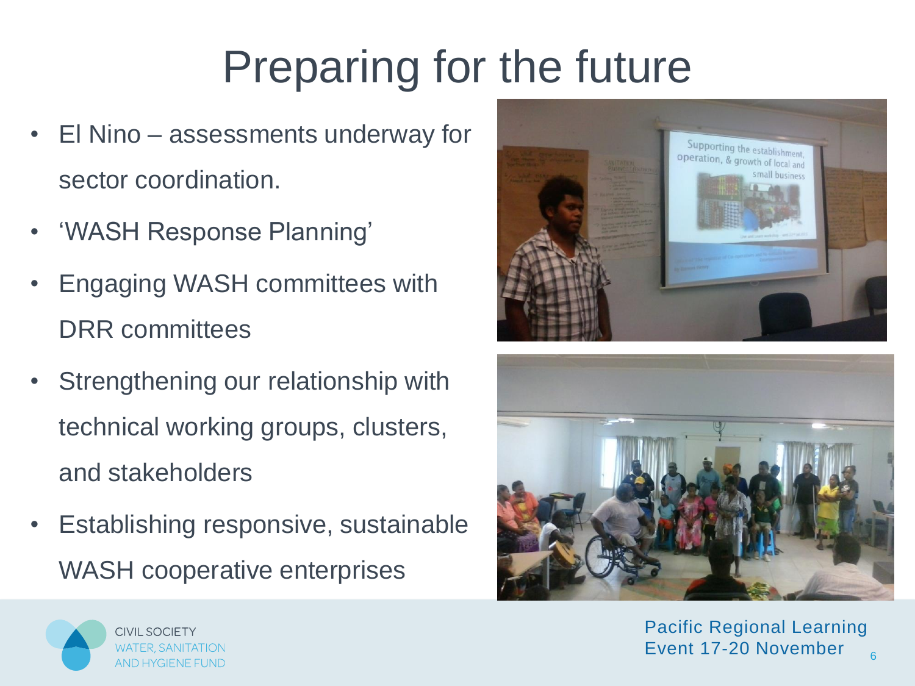# Preparing for the future

- El Nino – assessments underway for sector coordination.
- 'WASH Response Planning'
- Engaging WASH committees with DRR committees
- Strengthening our relationship with technical working groups, clusters, and stakeholders
- Establishing responsive, sustainable WASH cooperative enterprises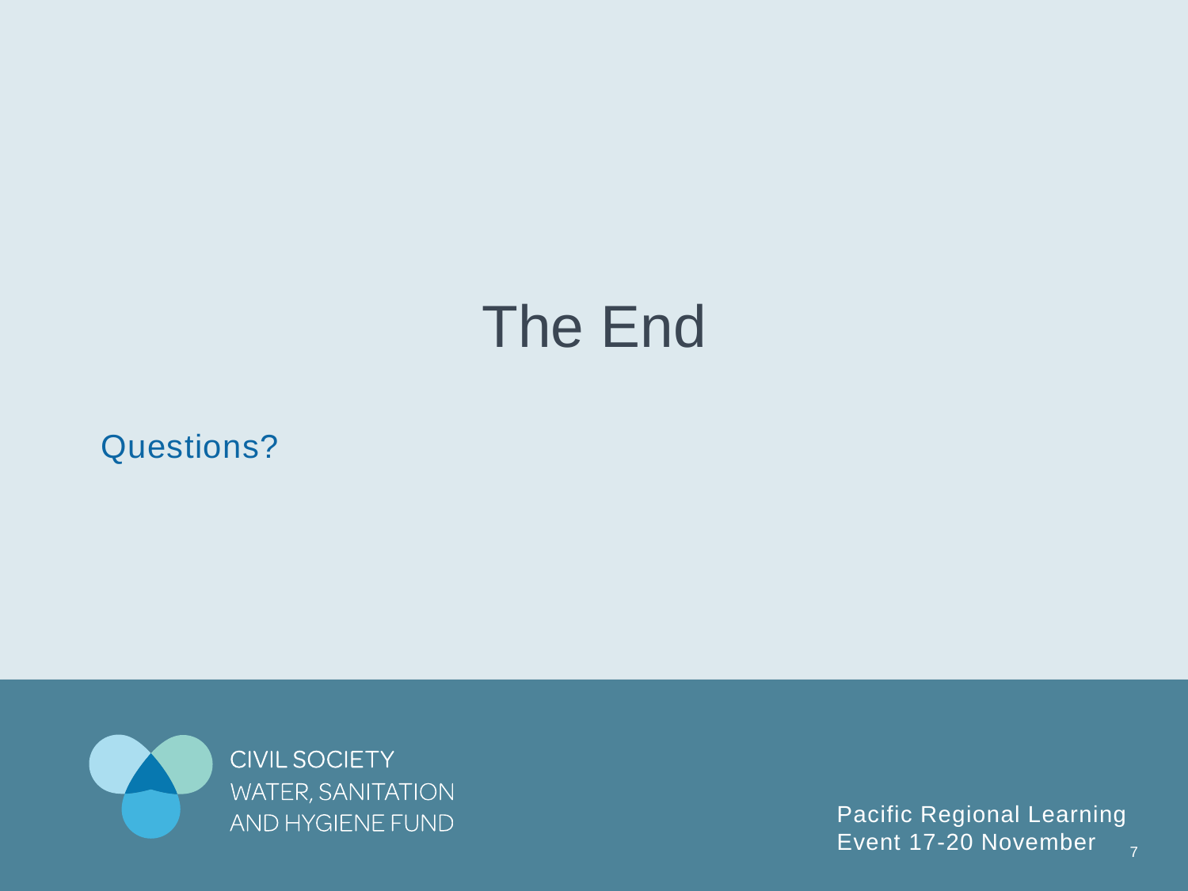# The End

Questions?